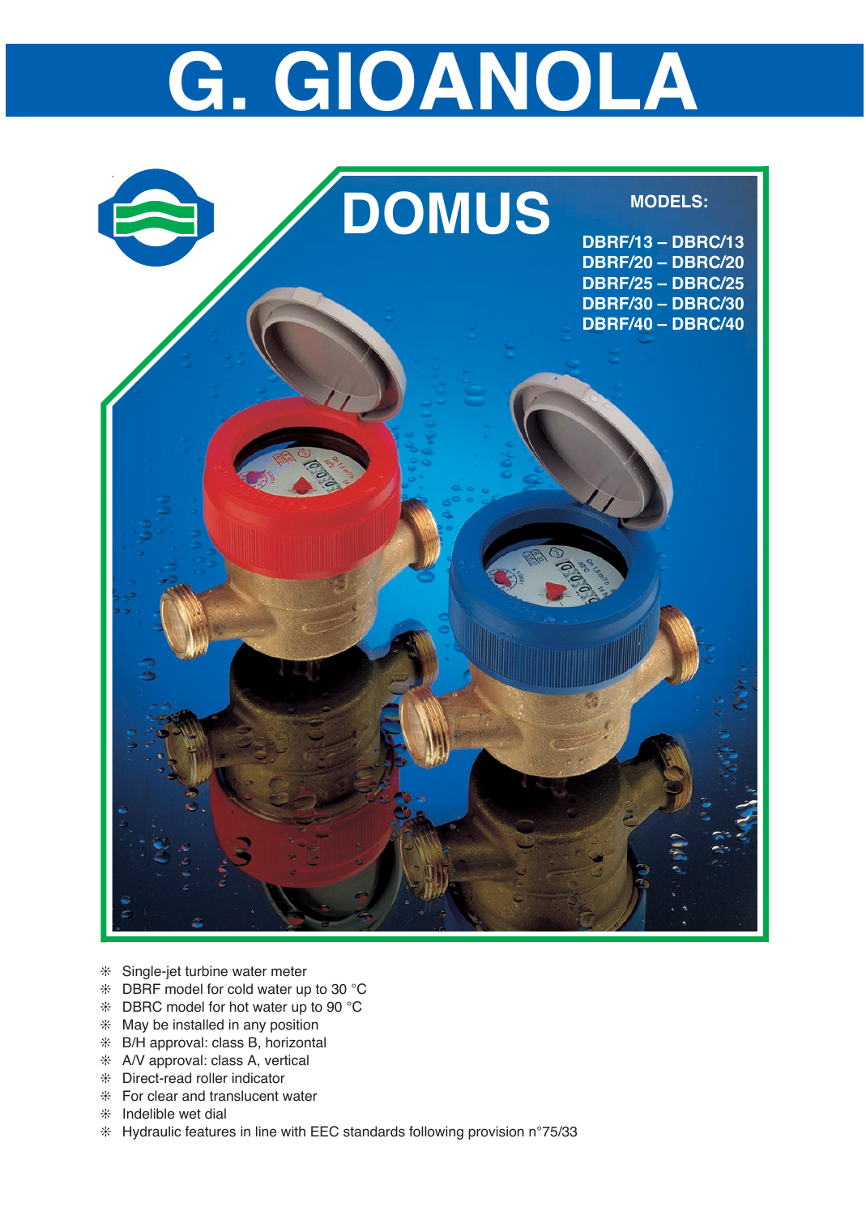# G. GIOANOLA

## DOMUS

**MODELS:**

**DBRF/13 – DBRC/13**
**DBRF/20 – DBRC/20**
**DBRF/25 – DBRC/25**
**DBRF/30 – DBRC/30**
**DBRF/40 – DBRC/40**

- Single-jet turbine water meter
- DBRF model for cold water up to 30 °C
- DBRC model for hot water up to 90 °C
- May be installed in any position
- B/H approval: class B, horizontal
- A/V approval: class A, vertical
- Direct-read roller indicator
- For clear and translucent water
- Indelible wet dial
- Hydraulic features in line with EEC standards following provision n°75/33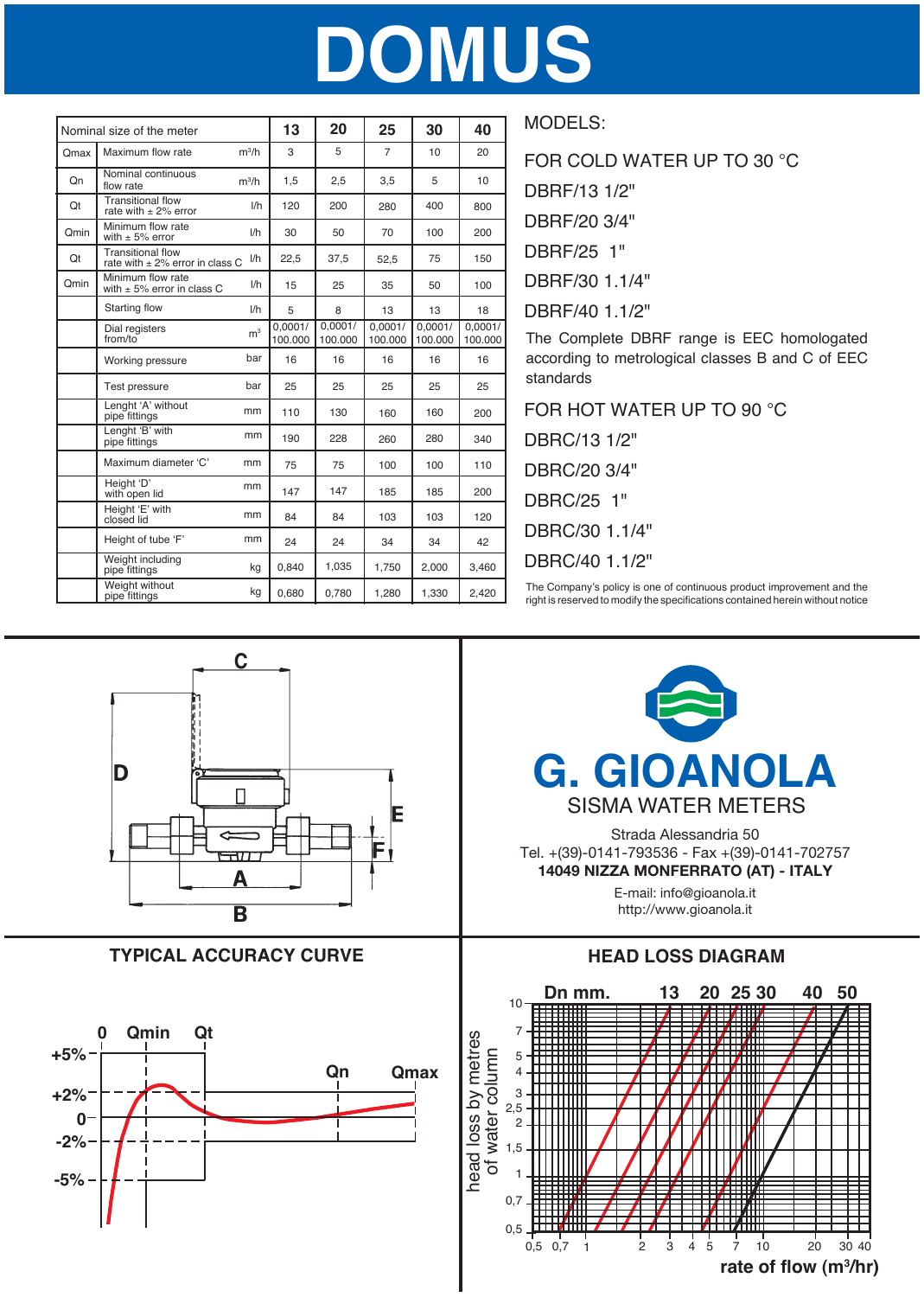# DOMUS

| Nominal size of the meter | | | 13 | 20 | 25 | 30 | 40 |
|---|---|---|---|---|---|---|---|
| Qmax | Maximum flow rate | $m^3/h$ | 3 | 5 | 7 | 10 | 20 |
| Qn | Nominal continuous flow rate | $m^3/h$ | 1,5 | 2,5 | 3,5 | 5 | 10 |
| Qt | Transitional flow rate with ± 2% error | l/h | 120 | 200 | 280 | 400 | 800 |
| Qmin | Minimum flow rate with ± 5% error | l/h | 30 | 50 | 70 | 100 | 200 |
| Qt | Transitional flow rate with ± 2% error in class C | l/h | 22,5 | 37,5 | 52,5 | 75 | 150 |
| Qmin | Minimum flow rate with ± 5% error in class C | l/h | 15 | 25 | 35 | 50 | 100 |
| | Starting flow | l/h | 5 | 8 | 13 | 13 | 18 |
| | Dial registers from/to | $m^3$ | 0,0001/ 100.000 | 0,0001/ 100.000 | 0,0001/ 100.000 | 0,0001/ 100.000 | 0,0001/ 100.000 |
| | Working pressure | bar | 16 | 16 | 16 | 16 | 16 |
| | Test pressure | bar | 25 | 25 | 25 | 25 | 25 |
| | Lenght 'A' without pipe fittings | mm | 110 | 130 | 160 | 160 | 200 |
| | Lenght 'B' with pipe fittings | mm | 190 | 228 | 260 | 280 | 340 |
| | Maximum diameter 'C' | mm | 75 | 75 | 100 | 100 | 110 |
| | Height 'D' with open lid | mm | 147 | 147 | 185 | 185 | 200 |
| | Height 'E' with closed lid | mm | 84 | 84 | 103 | 103 | 120 |
| | Height of tube 'F' | mm | 24 | 24 | 34 | 34 | 42 |
| | Weight including pipe fittings | kg | 0,840 | 1,035 | 1,750 | 2,000 | 3,460 |
| | Weight without pipe fittings | kg | 0,680 | 0,780 | 1,280 | 1,330 | 2,420 |

MODELS:

FOR COLD WATER UP TO 30 °C

DBRF/13 1/2"

DBRF/20 3/4"

DBRF/25 1"

DBRF/30 1.1/4"

DBRF/40 1.1/2"

The Complete DBRF range is EEC homologated according to metrological classes B and C of EEC standards

FOR HOT WATER UP TO 90 °C

DBRC/13 1/2"

DBRC/20 3/4"

DBRC/25 1"

DBRC/30 1.1/4"

DBRC/40 1.1/2"

The Company's policy is one of continuous product improvement and the right is reserved to modify the specifications contained herein without notice

C

D

E

F

A

B

**G. GIOANOLA**

SISMA WATER METERS

Strada Alessandria 50

Tel. +(39)-0141-793536 - Fax +(39)-0141-702757

**14049 NIZZA MONFERRATO (AT) - ITALY**

E-mail: info@gioanola.it

http://www.gioanola.it

## TYPICAL ACCURACY CURVE

0 Qmin Qt Qn Qmax

+5%
+2%
0
-2%
-5%

## HEAD LOSS DIAGRAM

Dn mm. 13 20 25 30 40 50

head loss by metres of water column

10 7 5 4 3 2,5 2 1,5 1 0,7 0,5

0,5 0,7 1 2 3 4 5 7 10 20 30 40

rate of flow ($m^3$/hr)